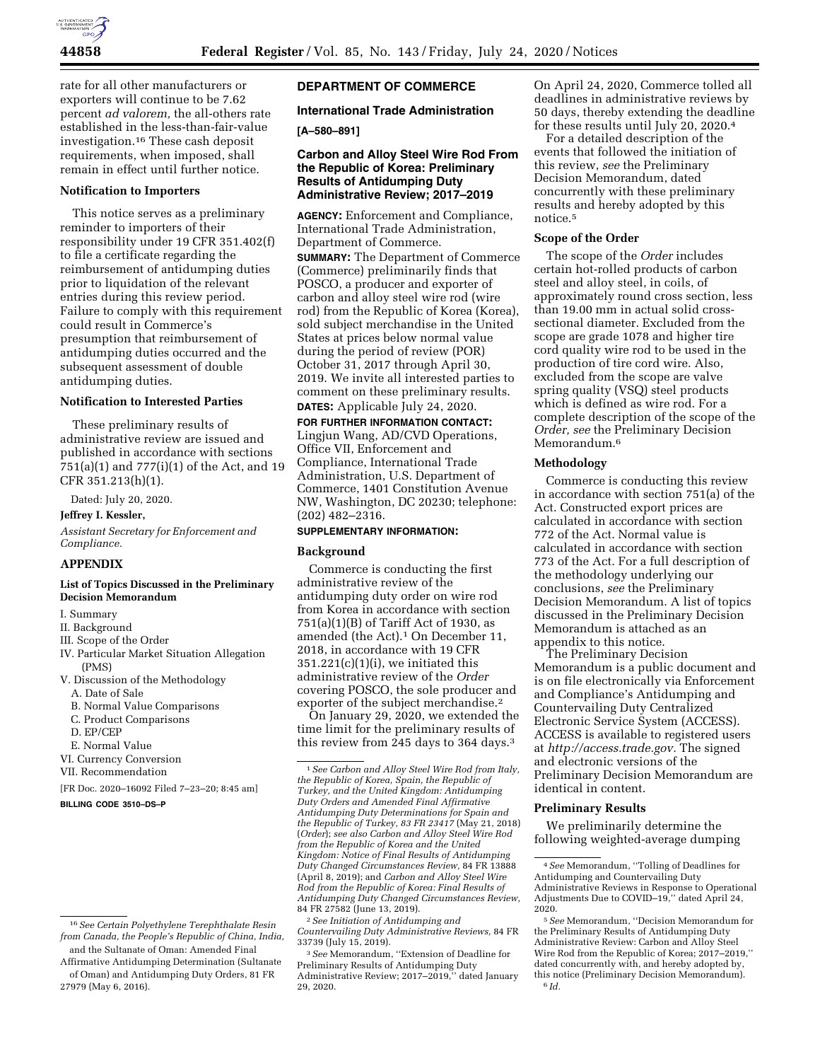rate for all other manufacturers or exporters will continue to be 7.62 percent *ad valorem,* the all-others rate established in the less-than-fair-value investigation.[16] These cash deposit requirements, when imposed, shall remain in effect until further notice.

### Notification to Importers

This notice serves as a preliminary reminder to importers of their responsibility under 19 CFR 351.402(f) to file a certificate regarding the reimbursement of antidumping duties prior to liquidation of the relevant entries during this review period. Failure to comply with this requirement could result in Commerce's presumption that reimbursement of antidumping duties occurred and the subsequent assessment of double antidumping duties.

### Notification to Interested Parties

These preliminary results of administrative review are issued and published in accordance with sections 751(a)(1) and 777(i)(1) of the Act, and 19 CFR 351.213(h)(1).

Dated: July 20, 2020.

**Jeffrey I. Kessler,**

*Assistant Secretary for Enforcement and Compliance.*

### APPENDIX

### List of Topics Discussed in the Preliminary Decision Memorandum

I. Summary
II. Background
III. Scope of the Order
IV. Particular Market Situation Allegation (PMS)
V. Discussion of the Methodology
  A. Date of Sale
  B. Normal Value Comparisons
  C. Product Comparisons
  D. EP/CEP
  E. Normal Value
VI. Currency Conversion
VII. Recommendation

[FR Doc. 2020–16092 Filed 7–23–20; 8:45 am]

**BILLING CODE 3510–DS–P**

[16] *See Certain Polyethylene Terephthalate Resin from Canada, the People's Republic of China, India, and the Sultanate of Oman: Amended Final Affirmative Antidumping Determination (Sultanate of Oman) and Antidumping Duty Orders,* 81 FR 27979 (May 6, 2016).

## DEPARTMENT OF COMMERCE

### International Trade Administration

**[A–580–891]**

### Carbon and Alloy Steel Wire Rod From the Republic of Korea: Preliminary Results of Antidumping Duty Administrative Review; 2017–2019

**AGENCY:** Enforcement and Compliance, International Trade Administration, Department of Commerce.

**SUMMARY:** The Department of Commerce (Commerce) preliminarily finds that POSCO, a producer and exporter of carbon and alloy steel wire rod (wire rod) from the Republic of Korea (Korea), sold subject merchandise in the United States at prices below normal value during the period of review (POR) October 31, 2017 through April 30, 2019. We invite all interested parties to comment on these preliminary results.

**DATES:** Applicable July 24, 2020.

**FOR FURTHER INFORMATION CONTACT:** Lingjun Wang, AD/CVD Operations, Office VII, Enforcement and Compliance, International Trade Administration, U.S. Department of Commerce, 1401 Constitution Avenue NW, Washington, DC 20230; telephone: (202) 482–2316.

**SUPPLEMENTARY INFORMATION:**

### Background

Commerce is conducting the first administrative review of the antidumping duty order on wire rod from Korea in accordance with section 751(a)(1)(B) of Tariff Act of 1930, as amended (the Act).[1] On December 11, 2018, in accordance with 19 CFR 351.221(c)(1)(i), we initiated this administrative review of the *Order* covering POSCO, the sole producer and exporter of the subject merchandise.[2]

On January 29, 2020, we extended the time limit for the preliminary results of this review from 245 days to 364 days.[3] On April 24, 2020, Commerce tolled all deadlines in administrative reviews by 50 days, thereby extending the deadline for these results until July 20, 2020.[4]

For a detailed description of the events that followed the initiation of this review, *see* the Preliminary Decision Memorandum, dated concurrently with these preliminary results and hereby adopted by this notice.[5]

### Scope of the Order

The scope of the *Order* includes certain hot-rolled products of carbon steel and alloy steel, in coils, of approximately round cross section, less than 19.00 mm in actual solid cross-sectional diameter. Excluded from the scope are grade 1078 and higher tire cord quality wire rod to be used in the production of tire cord wire. Also, excluded from the scope are valve spring quality (VSQ) steel products which is defined as wire rod. For a complete description of the scope of the *Order, see* the Preliminary Decision Memorandum.[6]

### Methodology

Commerce is conducting this review in accordance with section 751(a) of the Act. Constructed export prices are calculated in accordance with section 772 of the Act. Normal value is calculated in accordance with section 773 of the Act. For a full description of the methodology underlying our conclusions, *see* the Preliminary Decision Memorandum. A list of topics discussed in the Preliminary Decision Memorandum is attached as an appendix to this notice.

The Preliminary Decision Memorandum is a public document and is on file electronically via Enforcement and Compliance's Antidumping and Countervailing Duty Centralized Electronic Service System (ACCESS). ACCESS is available to registered users at *http://access.trade.gov.* The signed and electronic versions of the Preliminary Decision Memorandum are identical in content.

### Preliminary Results

We preliminarily determine the following weighted-average dumping

[1] *See Carbon and Alloy Steel Wire Rod from Italy, the Republic of Korea, Spain, the Republic of Turkey, and the United Kingdom: Antidumping Duty Orders and Amended Final Affirmative Antidumping Duty Determinations for Spain and the Republic of Turkey,* 83 FR 23417 (May 21, 2018) (*Order*); *see also Carbon and Alloy Steel Wire Rod from the Republic of Korea and the United Kingdom: Notice of Final Results of Antidumping Duty Changed Circumstances Review,* 84 FR 13888 (April 8, 2019); and *Carbon and Alloy Steel Wire Rod from the Republic of Korea: Final Results of Antidumping Duty Changed Circumstances Review,* 84 FR 27582 (June 13, 2019).

[2] *See Initiation of Antidumping and Countervailing Duty Administrative Reviews,* 84 FR 33739 (July 15, 2019).

[3] *See* Memorandum, "Extension of Deadline for Preliminary Results of Antidumping Duty Administrative Review; 2017–2019," dated January 29, 2020.

[4] *See* Memorandum, "Tolling of Deadlines for Antidumping and Countervailing Duty Administrative Reviews in Response to Operational Adjustments Due to COVID–19," dated April 24, 2020.

[5] *See* Memorandum, "Decision Memorandum for the Preliminary Results of Antidumping Duty Administrative Review: Carbon and Alloy Steel Wire Rod from the Republic of Korea; 2017–2019," dated concurrently with, and hereby adopted by, this notice (Preliminary Decision Memorandum).

[6] *Id.*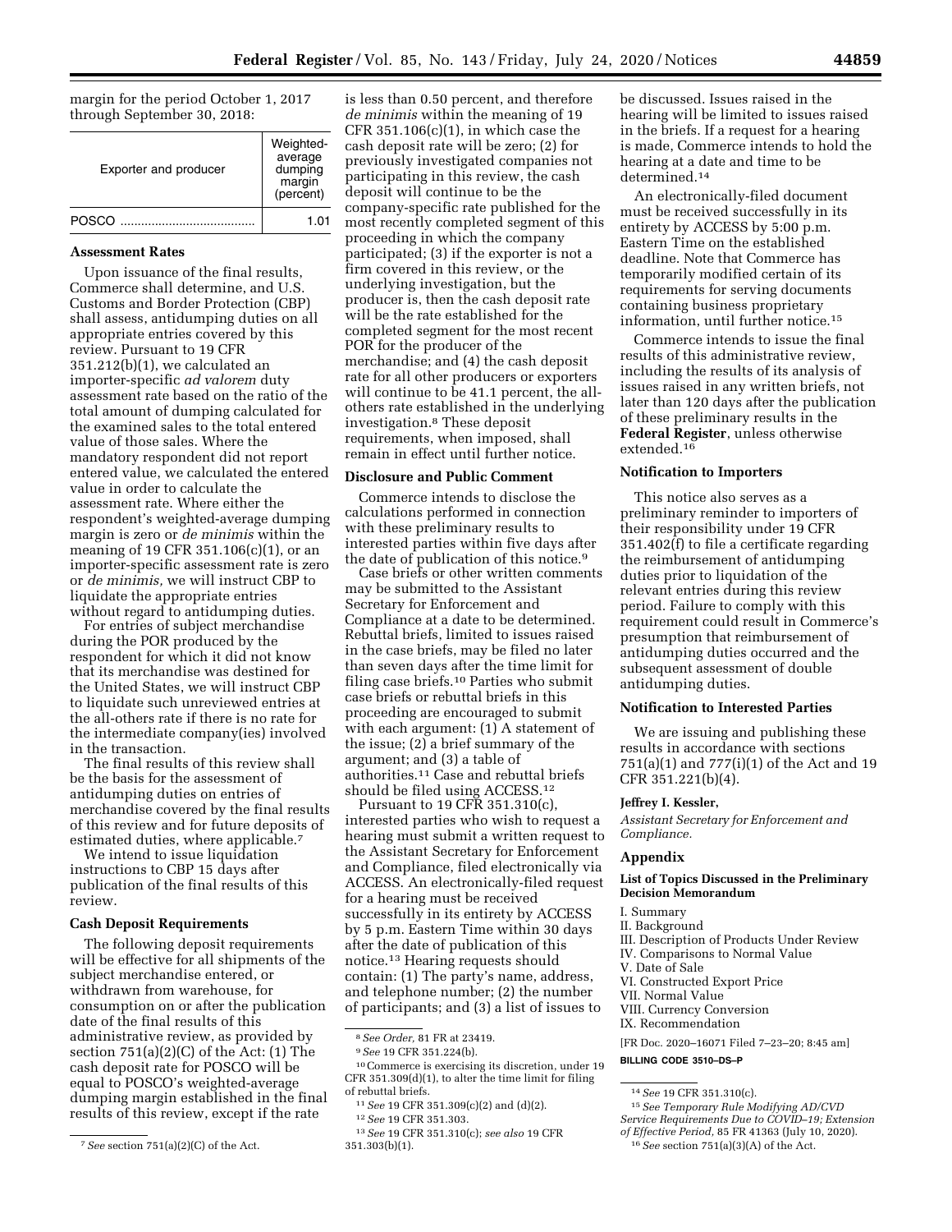margin for the period October 1, 2017 through September 30, 2018:

| Exporter and producer | Weighted-average dumping margin (percent) |
|---|---|
| POSCO | 1.01 |

## Assessment Rates

Upon issuance of the final results, Commerce shall determine, and U.S. Customs and Border Protection (CBP) shall assess, antidumping duties on all appropriate entries covered by this review. Pursuant to 19 CFR 351.212(b)(1), we calculated an importer-specific *ad valorem* duty assessment rate based on the ratio of the total amount of dumping calculated for the examined sales to the total entered value of those sales. Where the mandatory respondent did not report entered value, we calculated the entered value in order to calculate the assessment rate. Where either the respondent's weighted-average dumping margin is zero or *de minimis* within the meaning of 19 CFR 351.106(c)(1), or an importer-specific assessment rate is zero or *de minimis,* we will instruct CBP to liquidate the appropriate entries without regard to antidumping duties.

For entries of subject merchandise during the POR produced by the respondent for which it did not know that its merchandise was destined for the United States, we will instruct CBP to liquidate such unreviewed entries at the all-others rate if there is no rate for the intermediate company(ies) involved in the transaction.

The final results of this review shall be the basis for the assessment of antidumping duties on entries of merchandise covered by the final results of this review and for future deposits of estimated duties, where applicable.[7]

We intend to issue liquidation instructions to CBP 15 days after publication of the final results of this review.

## Cash Deposit Requirements

The following deposit requirements will be effective for all shipments of the subject merchandise entered, or withdrawn from warehouse, for consumption on or after the publication date of the final results of this administrative review, as provided by section 751(a)(2)(C) of the Act: (1) The cash deposit rate for POSCO will be equal to POSCO's weighted-average dumping margin established in the final results of this review, except if the rate is less than 0.50 percent, and therefore *de minimis* within the meaning of 19 CFR 351.106(c)(1), in which case the cash deposit rate will be zero; (2) for previously investigated companies not participating in this review, the cash deposit will continue to be the company-specific rate published for the most recently completed segment of this proceeding in which the company participated; (3) if the exporter is not a firm covered in this review, or the underlying investigation, but the producer is, then the cash deposit rate will be the rate established for the completed segment for the most recent POR for the producer of the merchandise; and (4) the cash deposit rate for all other producers or exporters will continue to be 41.1 percent, the all-others rate established in the underlying investigation.[8] These deposit requirements, when imposed, shall remain in effect until further notice.

## Disclosure and Public Comment

Commerce intends to disclose the calculations performed in connection with these preliminary results to interested parties within five days after the date of publication of this notice.[9]

Case briefs or other written comments may be submitted to the Assistant Secretary for Enforcement and Compliance at a date to be determined. Rebuttal briefs, limited to issues raised in the case briefs, may be filed no later than seven days after the time limit for filing case briefs.[10] Parties who submit case briefs or rebuttal briefs in this proceeding are encouraged to submit with each argument: (1) A statement of the issue; (2) a brief summary of the argument; and (3) a table of authorities.[11] Case and rebuttal briefs should be filed using ACCESS.[12]

Pursuant to 19 CFR 351.310(c), interested parties who wish to request a hearing must submit a written request to the Assistant Secretary for Enforcement and Compliance, filed electronically via ACCESS. An electronically-filed request for a hearing must be received successfully in its entirety by ACCESS by 5 p.m. Eastern Time within 30 days after the date of publication of this notice.[13] Hearing requests should contain: (1) The party's name, address, and telephone number; (2) the number of participants; and (3) a list of issues to be discussed. Issues raised in the hearing will be limited to issues raised in the briefs. If a request for a hearing is made, Commerce intends to hold the hearing at a date and time to be determined.[14]

An electronically-filed document must be received successfully in its entirety by ACCESS by 5:00 p.m. Eastern Time on the established deadline. Note that Commerce has temporarily modified certain of its requirements for serving documents containing business proprietary information, until further notice.[15]

Commerce intends to issue the final results of this administrative review, including the results of its analysis of issues raised in any written briefs, not later than 120 days after the publication of these preliminary results in the **Federal Register**, unless otherwise extended.[16]

## Notification to Importers

This notice also serves as a preliminary reminder to importers of their responsibility under 19 CFR 351.402(f) to file a certificate regarding the reimbursement of antidumping duties prior to liquidation of the relevant entries during this review period. Failure to comply with this requirement could result in Commerce's presumption that reimbursement of antidumping duties occurred and the subsequent assessment of double antidumping duties.

## Notification to Interested Parties

We are issuing and publishing these results in accordance with sections 751(a)(1) and 777(i)(1) of the Act and 19 CFR 351.221(b)(4).

**Jeffrey I. Kessler,**

*Assistant Secretary for Enforcement and Compliance.*

## Appendix

### List of Topics Discussed in the Preliminary Decision Memorandum

I. Summary
II. Background
III. Description of Products Under Review
IV. Comparisons to Normal Value
V. Date of Sale
VI. Constructed Export Price
VII. Normal Value
VIII. Currency Conversion
IX. Recommendation

[FR Doc. 2020–16071 Filed 7–23–20; 8:45 am]

**BILLING CODE 3510–DS–P**

---

[7] *See* section 751(a)(2)(C) of the Act.

[8] *See Order,* 81 FR at 23419.

[9] *See* 19 CFR 351.224(b).

[10] Commerce is exercising its discretion, under 19 CFR 351.309(d)(1), to alter the time limit for filing of rebuttal briefs.

[11] *See* 19 CFR 351.309(c)(2) and (d)(2).

[12] *See* 19 CFR 351.303.

[13] *See* 19 CFR 351.310(c); *see also* 19 CFR 351.303(b)(1).

[14] *See* 19 CFR 351.310(c).

[15] *See Temporary Rule Modifying AD/CVD Service Requirements Due to COVID–19; Extension of Effective Period,* 85 FR 41363 (July 10, 2020).

[16] *See* section 751(a)(3)(A) of the Act.